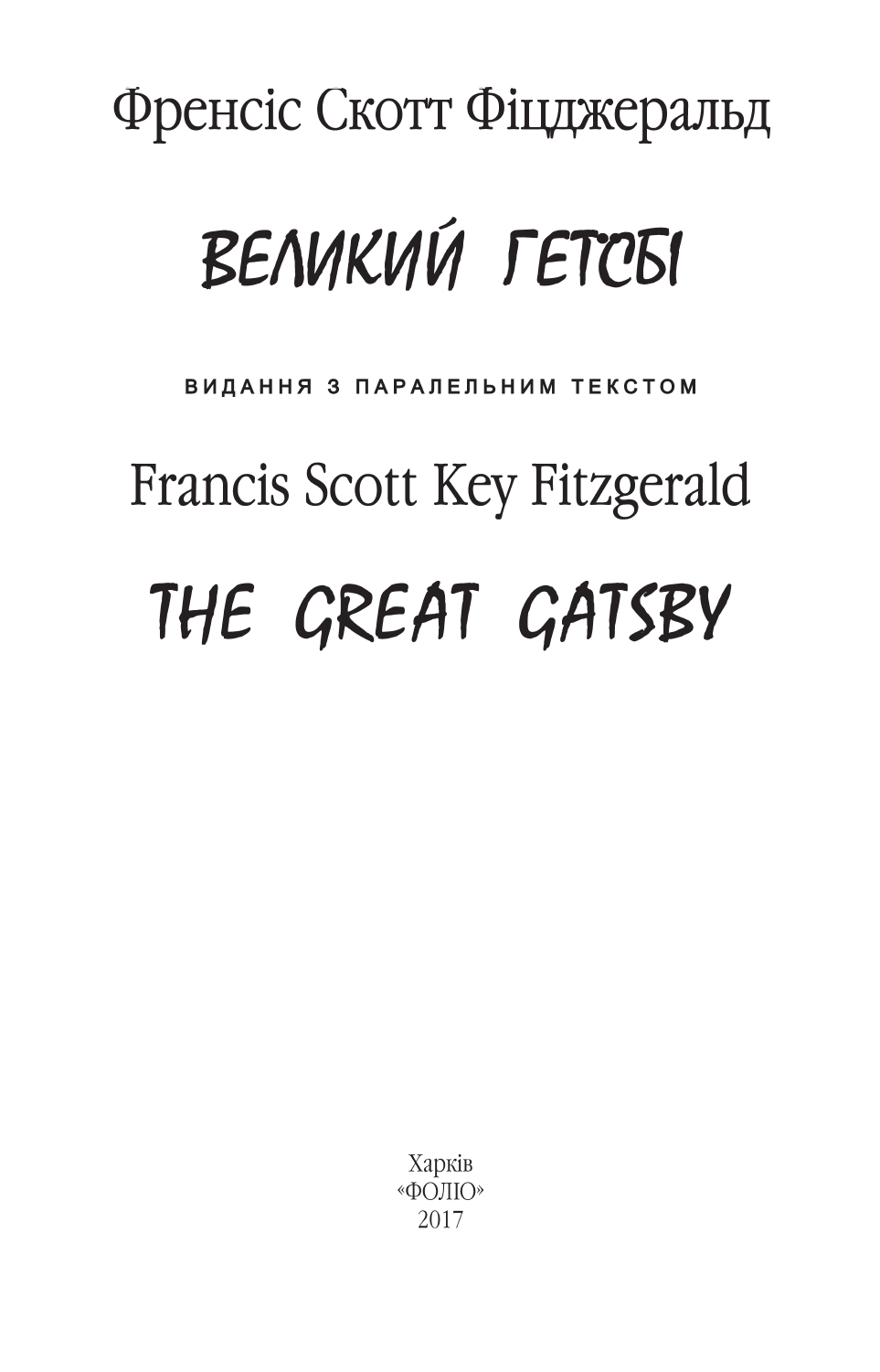Френсіс Скотт Фіцджеральд

# ВЕЛИКИЙ ГЕТСБІ

**ВИДАННЯ З ПАРАЛЕЛЬНИМ ТЕКСТОМ**

Francis Scott Key Fitzgerald

# THE GREAT GATSBY

Харків
«ФОЛІО»
2017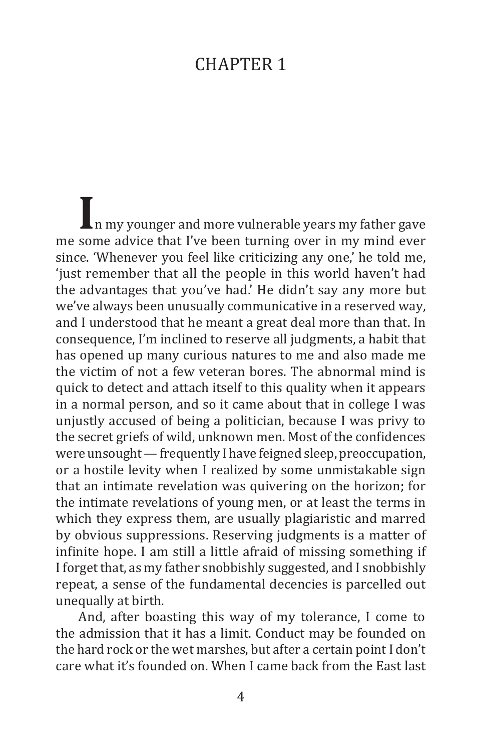# CHAPTER 1

In my younger and more vulnerable years my father gave me some advice that I've been turning over in my mind ever since. 'Whenever you feel like criticizing any one,' he told me, 'just remember that all the people in this world haven't had the advantages that you've had.' He didn't say any more but we've always been unusually communicative in a reserved way, and I understood that he meant a great deal more than that. In consequence, I'm inclined to reserve all judgments, a habit that has opened up many curious natures to me and also made me the victim of not a few veteran bores. The abnormal mind is quick to detect and attach itself to this quality when it appears in a normal person, and so it came about that in college I was unjustly accused of being a politician, because I was privy to the secret griefs of wild, unknown men. Most of the confidences were unsought — frequently I have feigned sleep, preoccupation, or a hostile levity when I realized by some unmistakable sign that an intimate revelation was quivering on the horizon; for the intimate revelations of young men, or at least the terms in which they express them, are usually plagiaristic and marred by obvious suppressions. Reserving judgments is a matter of infinite hope. I am still a little afraid of missing something if I forget that, as my father snobbishly suggested, and I snobbishly repeat, a sense of the fundamental decencies is parcelled out unequally at birth.

And, after boasting this way of my tolerance, I come to the admission that it has a limit. Conduct may be founded on the hard rock or the wet marshes, but after a certain point I don't care what it's founded on. When I came back from the East last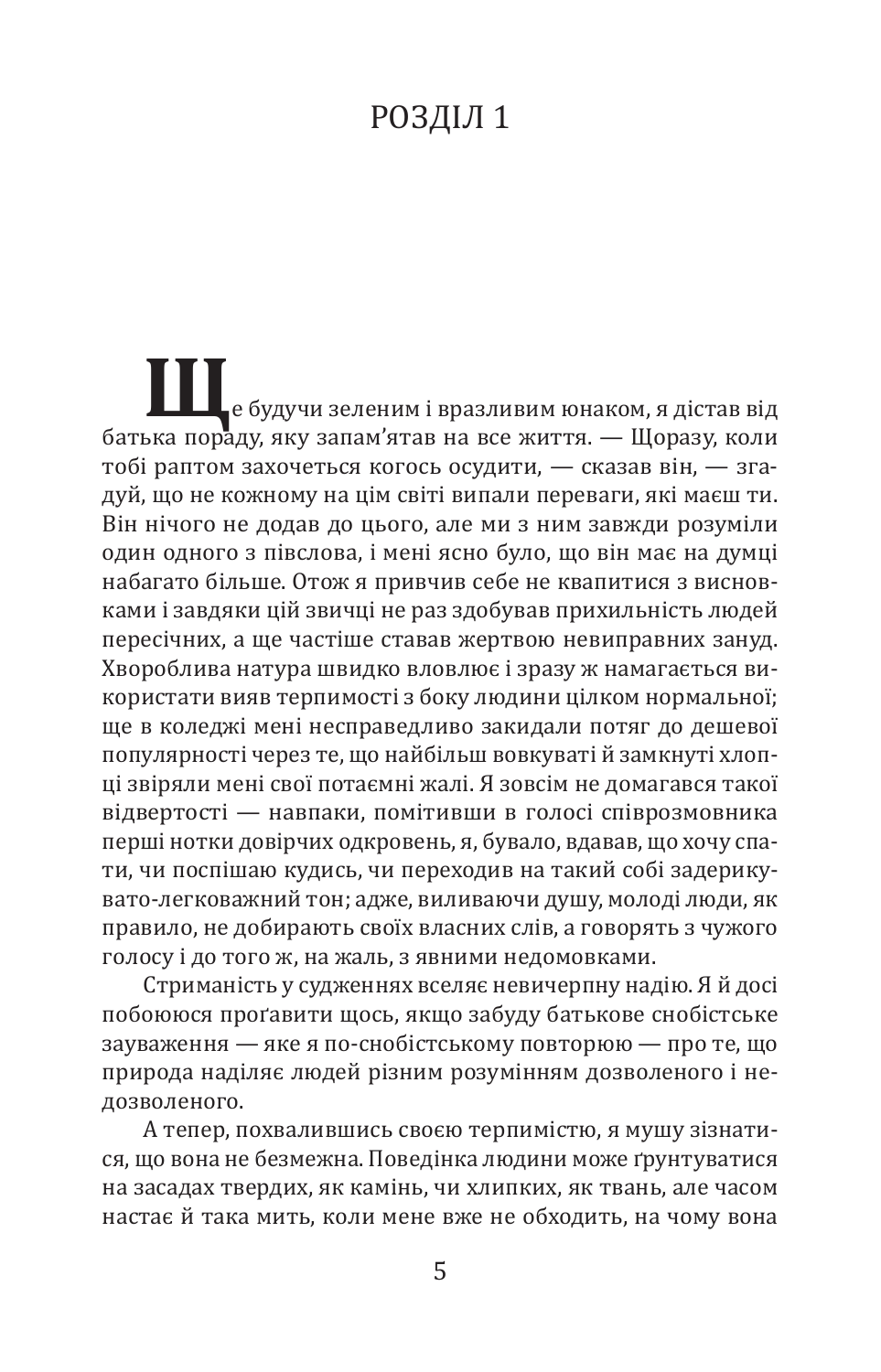# РОЗДІЛ 1

Ще будучи зеленим і вразливим юнаком, я дістав від батька пораду, яку запам'ятав на все життя. — Щоразу, коли тобі раптом захочеться когось осудити, — сказав він, — згадуй, що не кожному на цім світі випали переваги, які маєш ти. Він нічого не додав до цього, але ми з ним завжди розуміли один одного з півслова, і мені ясно було, що він має на думці набагато більше. Отож я привчив себе не квапитися з висновками і завдяки цій звичці не раз здобував прихильність людей пересічних, а ще частіше ставав жертвою невиправних зануд. Хвороблива натура швидко вловлює і зразу ж намагається використати вияв терпимості з боку людини цілком нормальної; ще в коледжі мені несправедливо закидали потяг до дешевої популярності через те, що найбільш вовкуваті й замкнуті хлопці звіряли мені свої потаємні жалі. Я зовсім не домагався такої відвертості — навпаки, помітивши в голосі співрозмовника перші нотки довірчих одкровень, я, бувало, вдавав, що хочу спати, чи поспішаю кудись, чи переходив на такий собі задерикувато-легковажний тон; адже, виливаючи душу, молоді люди, як правило, не добирають своїх власних слів, а говорять з чужого голосу і до того ж, на жаль, з явними недомовками.

Стриманість у судженнях вселяє невичерпну надію. Я й досі побоююся проґавити щось, якщо забуду батькове снобістське зауваження — яке я по-снобістському повторюю — про те, що природа наділяє людей різним розумінням дозволеного і недозволеного.

А тепер, похвалившись своєю терпимістю, я мушу зізнатися, що вона не безмежна. Поведінка людини може ґрунтуватися на засадах твердих, як камінь, чи хлипких, як твань, але часом настає й така мить, коли мене вже не обходить, на чому вона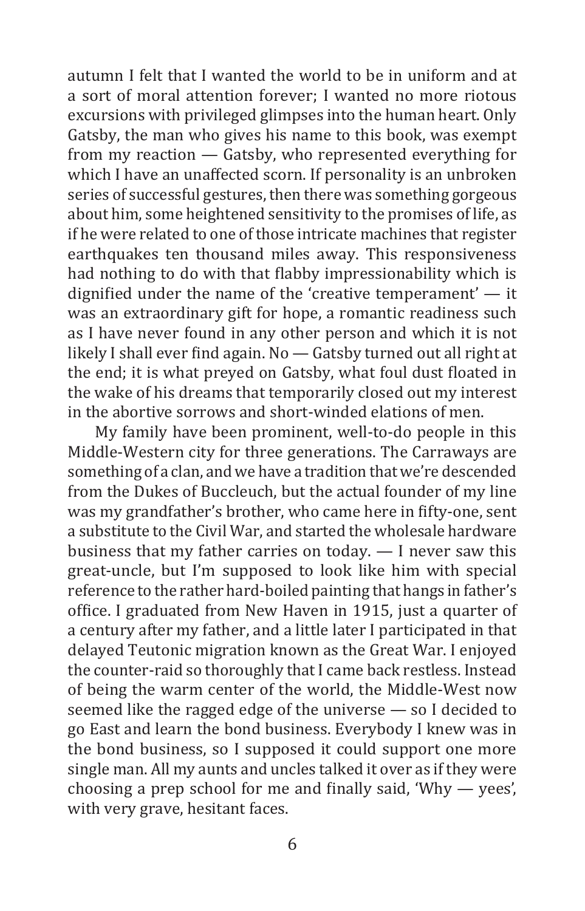autumn I felt that I wanted the world to be in uniform and at a sort of moral attention forever; I wanted no more riotous excursions with privileged glimpses into the human heart. Only Gatsby, the man who gives his name to this book, was exempt from my reaction — Gatsby, who represented everything for which I have an unaffected scorn. If personality is an unbroken series of successful gestures, then there was something gorgeous about him, some heightened sensitivity to the promises of life, as if he were related to one of those intricate machines that register earthquakes ten thousand miles away. This responsiveness had nothing to do with that flabby impressionability which is dignified under the name of the 'creative temperament' — it was an extraordinary gift for hope, a romantic readiness such as I have never found in any other person and which it is not likely I shall ever find again. No — Gatsby turned out all right at the end; it is what preyed on Gatsby, what foul dust floated in the wake of his dreams that temporarily closed out my interest in the abortive sorrows and short-winded elations of men.

My family have been prominent, well-to-do people in this Middle-Western city for three generations. The Carraways are something of a clan, and we have a tradition that we're descended from the Dukes of Buccleuch, but the actual founder of my line was my grandfather's brother, who came here in fifty-one, sent a substitute to the Civil War, and started the wholesale hardware business that my father carries on today. — I never saw this great-uncle, but I'm supposed to look like him with special reference to the rather hard-boiled painting that hangs in father's office. I graduated from New Haven in 1915, just a quarter of a century after my father, and a little later I participated in that delayed Teutonic migration known as the Great War. I enjoyed the counter-raid so thoroughly that I came back restless. Instead of being the warm center of the world, the Middle-West now seemed like the ragged edge of the universe — so I decided to go East and learn the bond business. Everybody I knew was in the bond business, so I supposed it could support one more single man. All my aunts and uncles talked it over as if they were choosing a prep school for me and finally said, 'Why — yees', with very grave, hesitant faces.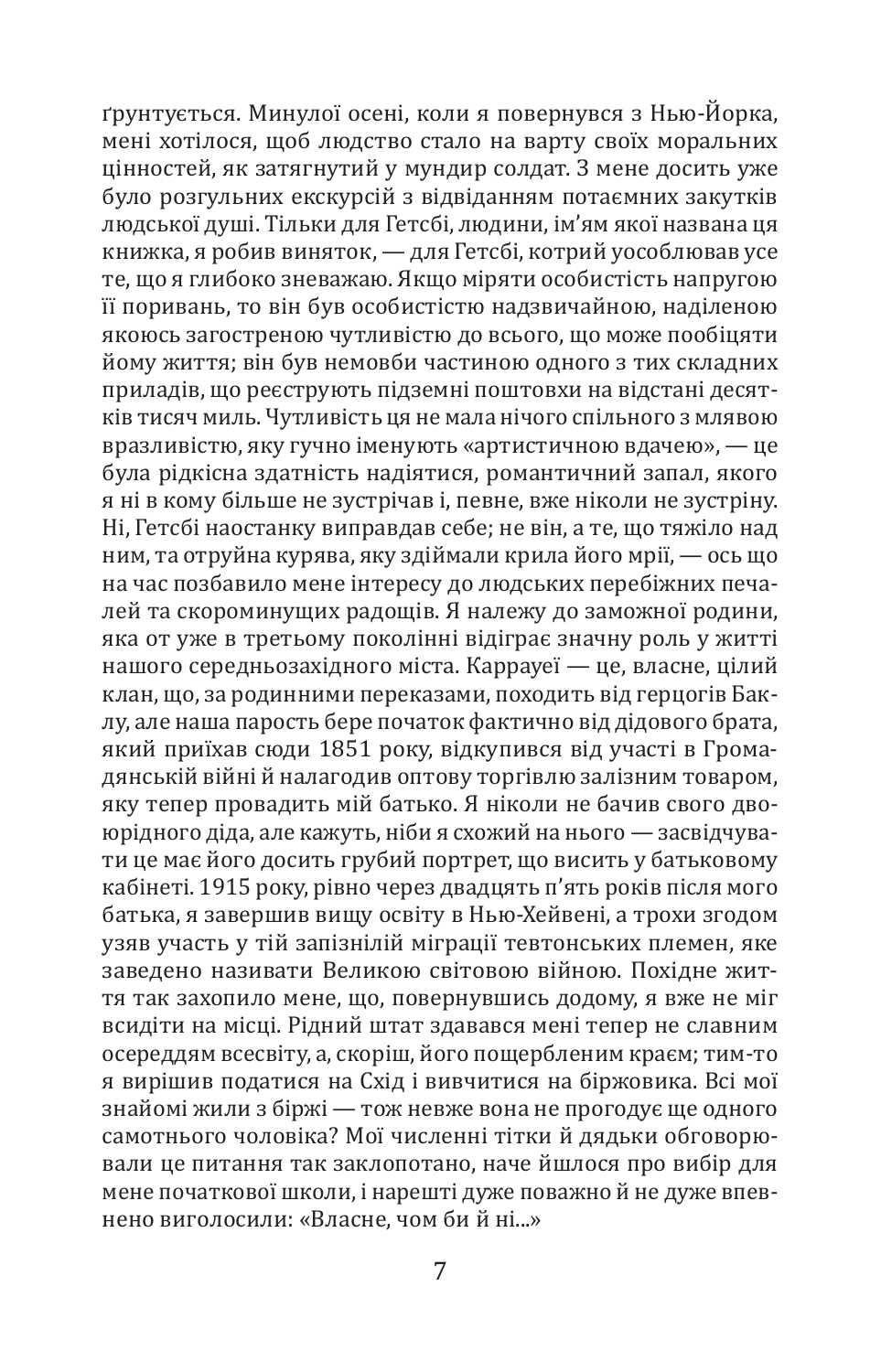ґрунтується. Минулої осені, коли я повернувся з Нью-Йорка, мені хотілося, щоб людство стало на варту своїх моральних цінностей, як затягнутий у мундир солдат. З мене досить уже було розгульних екскурсій з відвіданням потаємних закутків людської душі. Тільки для Гетсбі, людини, ім'ям якої названа ця книжка, я робив виняток, — для Гетсбі, котрий уособлював усе те, що я глибоко зневажаю. Якщо міряти особистість напругою її поривань, то він був особистістю надзвичайною, наділеною якоюсь загостреною чутливістю до всього, що може пообіцяти йому життя; він був немовби частиною одного з тих складних приладів, що реєструють підземні поштовхи на відстані десятків тисяч миль. Чутливість ця не мала нічого спільного з млявою вразливістю, яку гучно іменують «артистичною вдачею», — це була рідкісна здатність надіятися, романтичний запал, якого я ні в кому більше не зустрічав і, певне, вже ніколи не зустріну. Ні, Гетсбі наостанку виправдав себе; не він, а те, що тяжіло над ним, та отруйна курява, яку здіймали крила його мрії, — ось що на час позбавило мене інтересу до людських перебіжних печалей та скороминущих радощів. Я належу до заможної родини, яка от уже в третьому поколінні відіграє значну роль у житті нашого середньозахідного міста. Каррауеї — це, власне, цілий клан, що, за родинними переказами, походить від герцогів Баклу, але наша парость бере початок фактично від дідового брата, який приїхав сюди 1851 року, відкупився від участі в Громадянській війні й налагодив оптову торгівлю залізним товаром, яку тепер провадить мій батько. Я ніколи не бачив свого двоюрідного діда, але кажуть, ніби я схожий на нього — засвідчувати це має його досить грубий портрет, що висить у батьковому кабінеті. 1915 року, рівно через двадцять п'ять років після мого батька, я завершив вищу освіту в Нью-Хейвені, а трохи згодом узяв участь у тій запізнілій міграції тевтонських племен, яке заведено називати Великою світовою війною. Похідне життя так захопило мене, що, повернувшись додому, я вже не міг всидіти на місці. Рідний штат здавався мені тепер не славним осереддям всесвіту, а, скоріш, його пощербленим краєм; тим-то я вирішив податися на Схід і вивчитися на біржовика. Всі мої знайомі жили з біржі — тож невже вона не прогодує ще одного самотнього чоловіка? Мої численні тітки й дядьки обговорювали це питання так заклопотано, наче йшлося про вибір для мене початкової школи, і нарешті дуже поважно й не дуже впевнено виголосили: «Власне, чом би й ні...»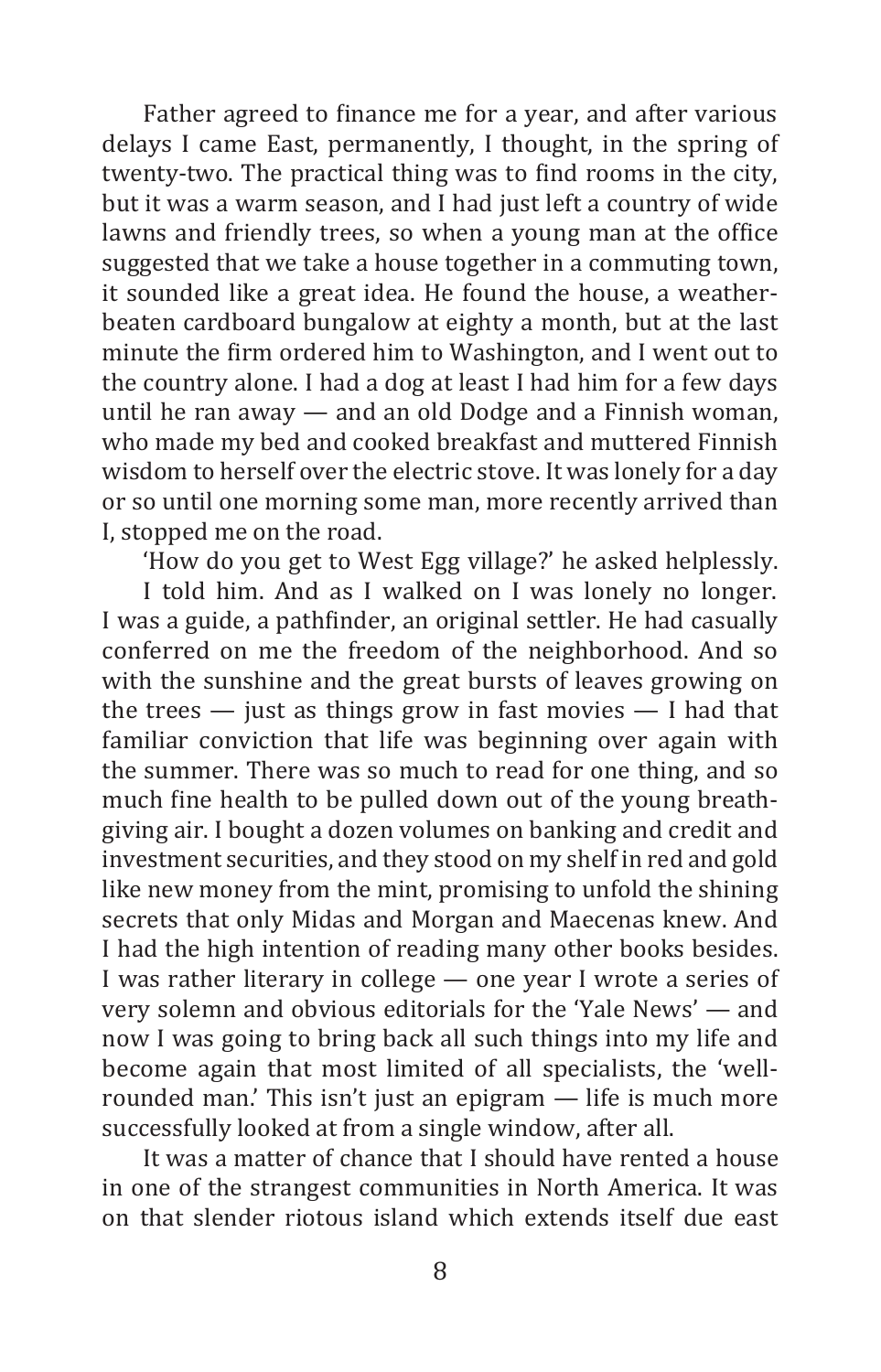Father agreed to finance me for a year, and after various delays I came East, permanently, I thought, in the spring of twenty-two. The practical thing was to find rooms in the city, but it was a warm season, and I had just left a country of wide lawns and friendly trees, so when a young man at the office suggested that we take a house together in a commuting town, it sounded like a great idea. He found the house, a weather-beaten cardboard bungalow at eighty a month, but at the last minute the firm ordered him to Washington, and I went out to the country alone. I had a dog at least I had him for a few days until he ran away — and an old Dodge and a Finnish woman, who made my bed and cooked breakfast and muttered Finnish wisdom to herself over the electric stove. It was lonely for a day or so until one morning some man, more recently arrived than I, stopped me on the road.

'How do you get to West Egg village?' he asked helplessly.

I told him. And as I walked on I was lonely no longer. I was a guide, a pathfinder, an original settler. He had casually conferred on me the freedom of the neighborhood. And so with the sunshine and the great bursts of leaves growing on the trees — just as things grow in fast movies — I had that familiar conviction that life was beginning over again with the summer. There was so much to read for one thing, and so much fine health to be pulled down out of the young breath-giving air. I bought a dozen volumes on banking and credit and investment securities, and they stood on my shelf in red and gold like new money from the mint, promising to unfold the shining secrets that only Midas and Morgan and Maecenas knew. And I had the high intention of reading many other books besides. I was rather literary in college — one year I wrote a series of very solemn and obvious editorials for the 'Yale News' — and now I was going to bring back all such things into my life and become again that most limited of all specialists, the 'well-rounded man.' This isn't just an epigram — life is much more successfully looked at from a single window, after all.

It was a matter of chance that I should have rented a house in one of the strangest communities in North America. It was on that slender riotous island which extends itself due east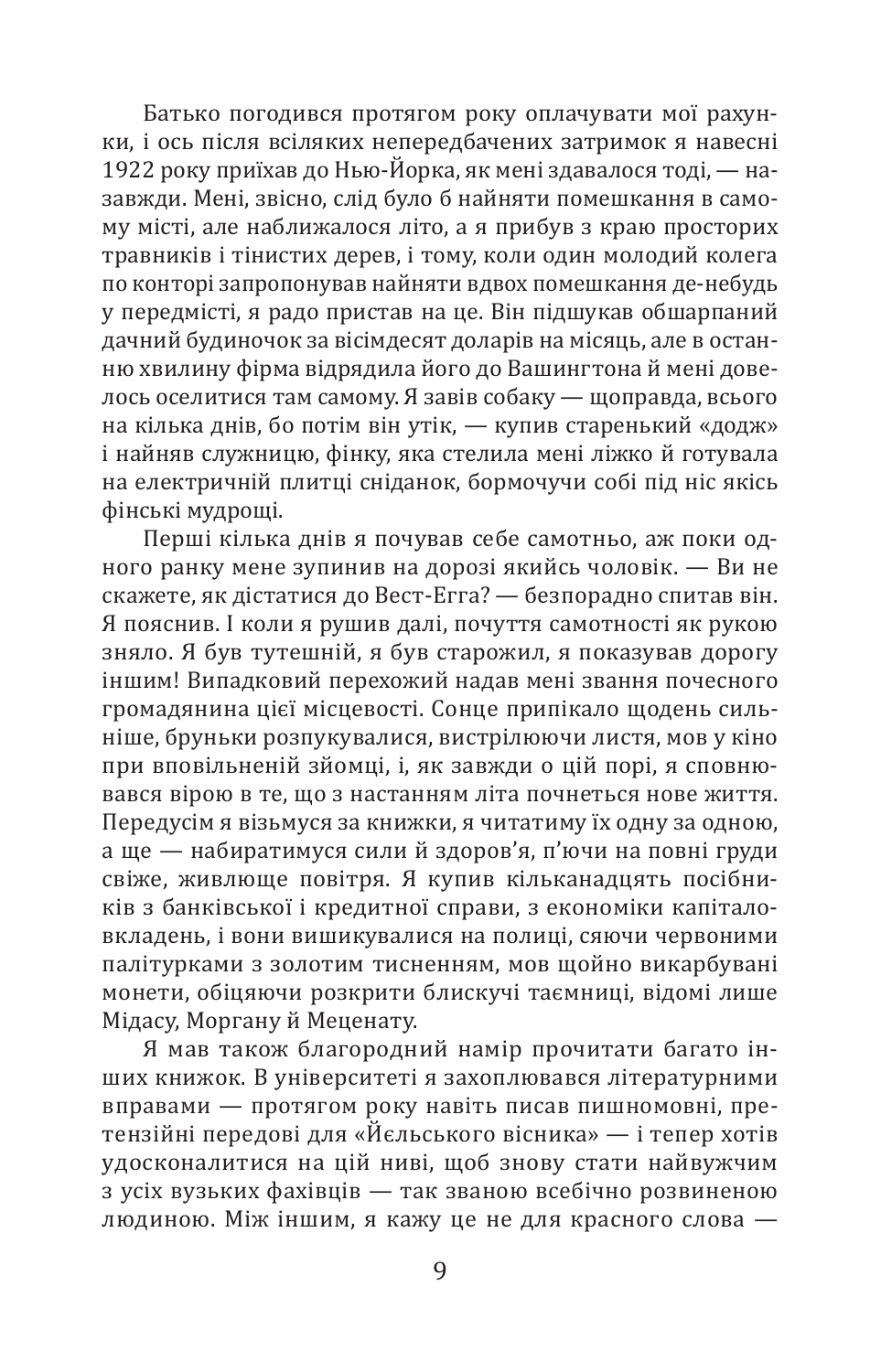Батько погодився протягом року оплачувати мої рахунки, і ось після всіляких непередбачених затримок я навесні 1922 року приїхав до Нью-Йорка, як мені здавалося тоді, — назавжди. Мені, звісно, слід було б найняти помешкання в самому місті, але наближалося літо, а я прибув з краю просторих травників і тінистих дерев, і тому, коли один молодий колега по конторі запропонував найняти вдвох помешкання де-небудь у передмісті, я радо пристав на це. Він підшукав обшарпаний дачний будиночок за вісімдесят доларів на місяць, але в останню хвилину фірма відрядила його до Вашингтона й мені довелось оселитися там самому. Я завів собаку — щоправда, всього на кілька днів, бо потім він утік, — купив старенький «додж» і найняв служницю, фінку, яка стелила мені ліжко й готувала на електричній плитці сніданок, бормочучи собі під ніс якісь фінські мудрощі.

Перші кілька днів я почував себе самотньо, аж поки одного ранку мене зупинив на дорозі якийсь чоловік. — Ви не скажете, як дістатися до Вест-Егга? — безпорадно спитав він. Я пояснив. І коли я рушив далі, почуття самотності як рукою зняло. Я був тутешній, я був старожил, я показував дорогу іншим! Випадковий перехожий надав мені звання почесного громадянина цієї місцевості. Сонце припікало щодень сильніше, бруньки розпукувалися, вистрілюючи листя, мов у кіно при вповільненій зйомці, і, як завжди о цій порі, я сповнювався вірою в те, що з настанням літа почнеться нове життя. Передусім я візьмуся за книжки, я читатиму їх одну за одною, а ще — набиратимуся сили й здоров'я, п'ючи на повні груди свіже, живлюще повітря. Я купив кільканадцять посібників з банківської і кредитної справи, з економіки капіталовкладень, і вони вишикувалися на полиці, сяючи червоними палітурками з золотим тисненням, мов щойно викарбувані монети, обіцяючи розкрити блискучі таємниці, відомі лише Мідасу, Моргану й Меценату.

Я мав також благородний намір прочитати багато інших книжок. В університеті я захоплювався літературними вправами — протягом року навіть писав пишномовні, претензійні передові для «Йєльського вісника» — і тепер хотів удосконалитися на цій ниві, щоб знову стати найвужчим з усіх вузьких фахівців — так званою всебічно розвиненою людиною. Між іншим, я кажу це не для красного слова —